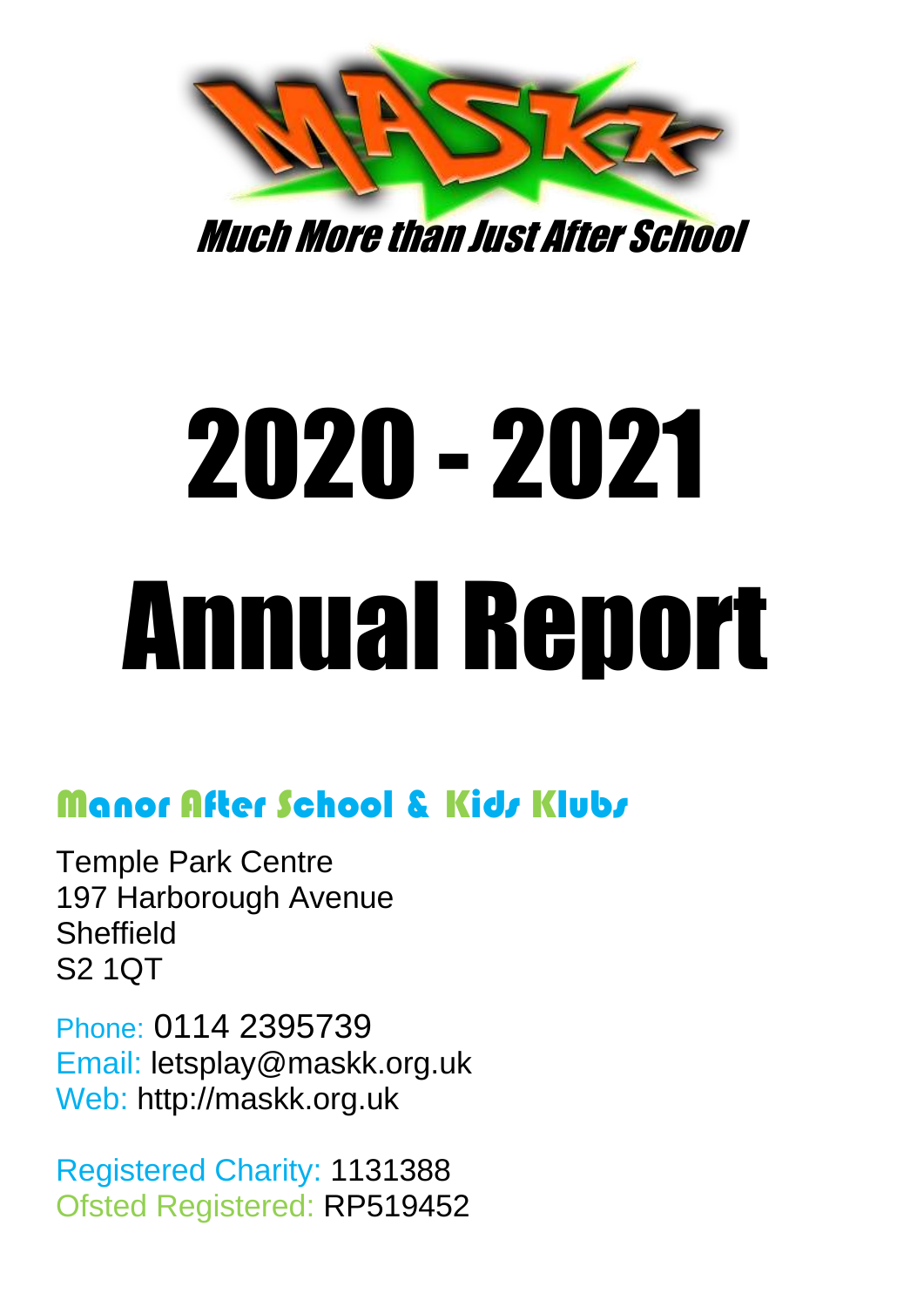MASKK

*Much More than Just After School*

# 2020 - 2021

# Annual Report

## Manor After School & Kids Klubs

Temple Park Centre
197 Harborough Avenue
Sheffield
S2 1QT

Phone: 0114 2395739
Email: letsplay@maskk.org.uk
Web: http://maskk.org.uk

Registered Charity: 1131388
Ofsted Registered: RP519452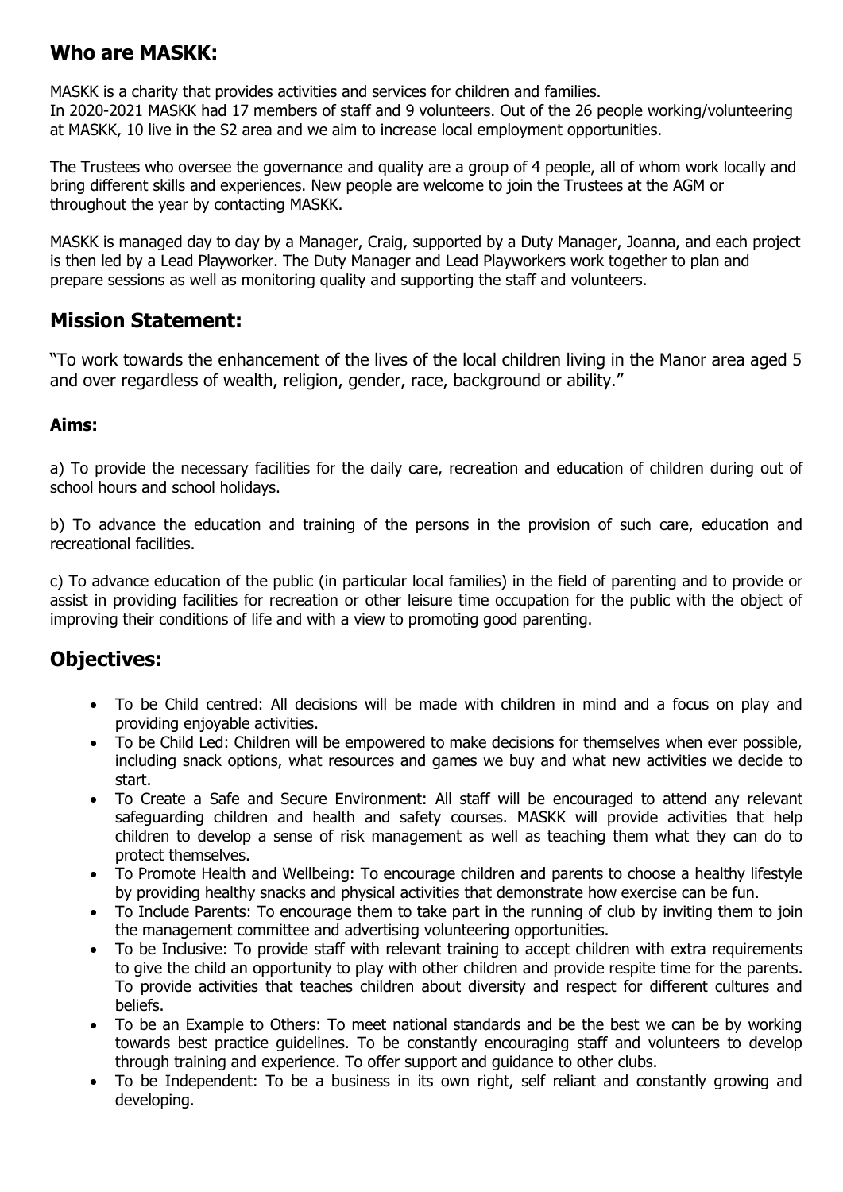## Who are MASKK:

MASKK is a charity that provides activities and services for children and families.
In 2020-2021 MASKK had 17 members of staff and 9 volunteers. Out of the 26 people working/volunteering at MASKK, 10 live in the S2 area and we aim to increase local employment opportunities.

The Trustees who oversee the governance and quality are a group of 4 people, all of whom work locally and bring different skills and experiences. New people are welcome to join the Trustees at the AGM or throughout the year by contacting MASKK.

MASKK is managed day to day by a Manager, Craig, supported by a Duty Manager, Joanna, and each project is then led by a Lead Playworker. The Duty Manager and Lead Playworkers work together to plan and prepare sessions as well as monitoring quality and supporting the staff and volunteers.

## Mission Statement:

"To work towards the enhancement of the lives of the local children living in the Manor area aged 5 and over regardless of wealth, religion, gender, race, background or ability."

### Aims:

a) To provide the necessary facilities for the daily care, recreation and education of children during out of school hours and school holidays.

b) To advance the education and training of the persons in the provision of such care, education and recreational facilities.

c) To advance education of the public (in particular local families) in the field of parenting and to provide or assist in providing facilities for recreation or other leisure time occupation for the public with the object of improving their conditions of life and with a view to promoting good parenting.

## Objectives:

- To be Child centred: All decisions will be made with children in mind and a focus on play and providing enjoyable activities.
- To be Child Led: Children will be empowered to make decisions for themselves when ever possible, including snack options, what resources and games we buy and what new activities we decide to start.
- To Create a Safe and Secure Environment: All staff will be encouraged to attend any relevant safeguarding children and health and safety courses. MASKK will provide activities that help children to develop a sense of risk management as well as teaching them what they can do to protect themselves.
- To Promote Health and Wellbeing: To encourage children and parents to choose a healthy lifestyle by providing healthy snacks and physical activities that demonstrate how exercise can be fun.
- To Include Parents: To encourage them to take part in the running of club by inviting them to join the management committee and advertising volunteering opportunities.
- To be Inclusive: To provide staff with relevant training to accept children with extra requirements to give the child an opportunity to play with other children and provide respite time for the parents. To provide activities that teaches children about diversity and respect for different cultures and beliefs.
- To be an Example to Others: To meet national standards and be the best we can be by working towards best practice guidelines. To be constantly encouraging staff and volunteers to develop through training and experience. To offer support and guidance to other clubs.
- To be Independent: To be a business in its own right, self reliant and constantly growing and developing.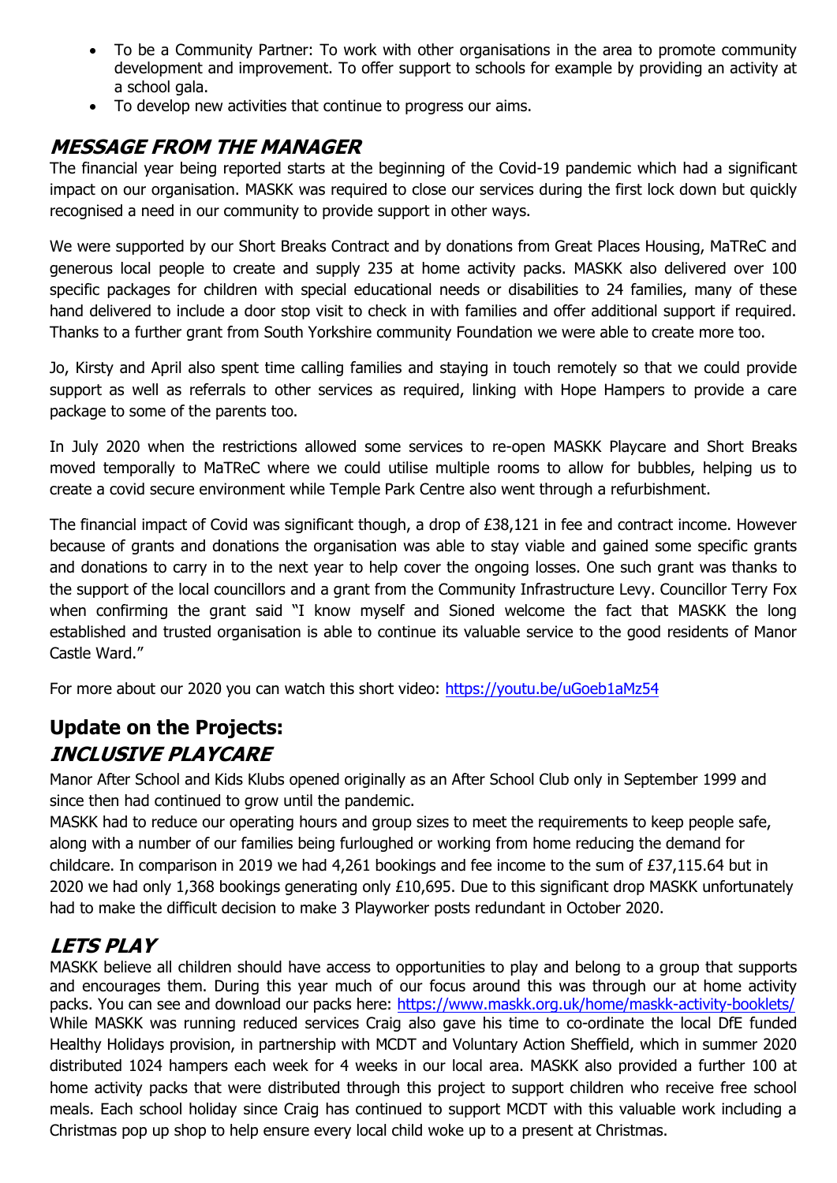- To be a Community Partner: To work with other organisations in the area to promote community development and improvement. To offer support to schools for example by providing an activity at a school gala.
- To develop new activities that continue to progress our aims.

## *MESSAGE FROM THE MANAGER*

The financial year being reported starts at the beginning of the Covid-19 pandemic which had a significant impact on our organisation. MASKK was required to close our services during the first lock down but quickly recognised a need in our community to provide support in other ways.

We were supported by our Short Breaks Contract and by donations from Great Places Housing, MaTReC and generous local people to create and supply 235 at home activity packs. MASKK also delivered over 100 specific packages for children with special educational needs or disabilities to 24 families, many of these hand delivered to include a door stop visit to check in with families and offer additional support if required. Thanks to a further grant from South Yorkshire community Foundation we were able to create more too.

Jo, Kirsty and April also spent time calling families and staying in touch remotely so that we could provide support as well as referrals to other services as required, linking with Hope Hampers to provide a care package to some of the parents too.

In July 2020 when the restrictions allowed some services to re-open MASKK Playcare and Short Breaks moved temporally to MaTReC where we could utilise multiple rooms to allow for bubbles, helping us to create a covid secure environment while Temple Park Centre also went through a refurbishment.

The financial impact of Covid was significant though, a drop of £38,121 in fee and contract income. However because of grants and donations the organisation was able to stay viable and gained some specific grants and donations to carry in to the next year to help cover the ongoing losses. One such grant was thanks to the support of the local councillors and a grant from the Community Infrastructure Levy. Councillor Terry Fox when confirming the grant said "I know myself and Sioned welcome the fact that MASKK the long established and trusted organisation is able to continue its valuable service to the good residents of Manor Castle Ward."

For more about our 2020 you can watch this short video: https://youtu.be/uGoeb1aMz54

## Update on the Projects:

## *INCLUSIVE PLAYCARE*

Manor After School and Kids Klubs opened originally as an After School Club only in September 1999 and since then had continued to grow until the pandemic.
MASKK had to reduce our operating hours and group sizes to meet the requirements to keep people safe, along with a number of our families being furloughed or working from home reducing the demand for childcare. In comparison in 2019 we had 4,261 bookings and fee income to the sum of £37,115.64 but in 2020 we had only 1,368 bookings generating only £10,695. Due to this significant drop MASKK unfortunately had to make the difficult decision to make 3 Playworker posts redundant in October 2020.

## *LETS PLAY*

MASKK believe all children should have access to opportunities to play and belong to a group that supports and encourages them. During this year much of our focus around this was through our at home activity packs. You can see and download our packs here: https://www.maskk.org.uk/home/maskk-activity-booklets/
While MASKK was running reduced services Craig also gave his time to co-ordinate the local DfE funded Healthy Holidays provision, in partnership with MCDT and Voluntary Action Sheffield, which in summer 2020 distributed 1024 hampers each week for 4 weeks in our local area. MASKK also provided a further 100 at home activity packs that were distributed through this project to support children who receive free school meals. Each school holiday since Craig has continued to support MCDT with this valuable work including a Christmas pop up shop to help ensure every local child woke up to a present at Christmas.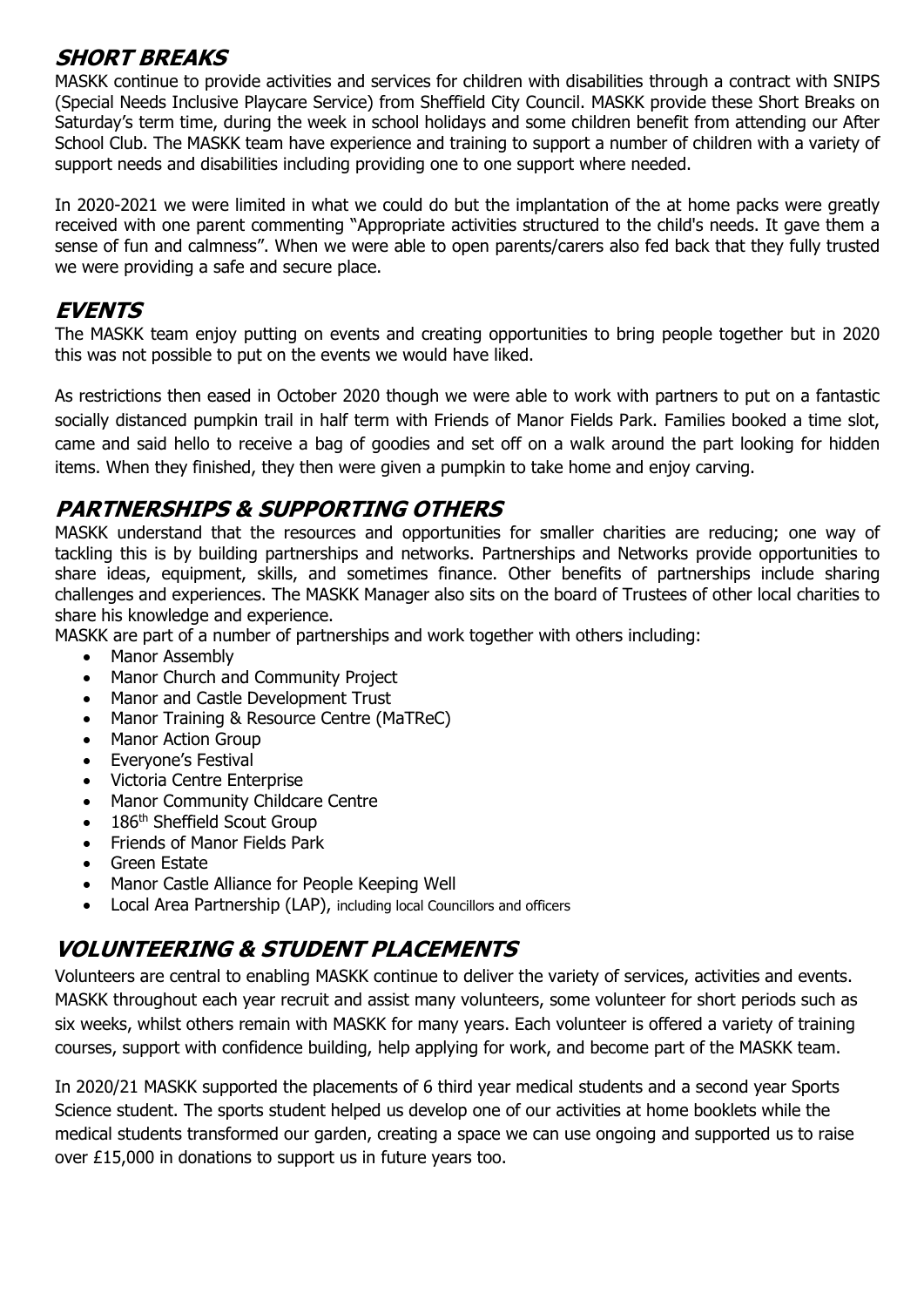## SHORT BREAKS

MASKK continue to provide activities and services for children with disabilities through a contract with SNIPS (Special Needs Inclusive Playcare Service) from Sheffield City Council. MASKK provide these Short Breaks on Saturday's term time, during the week in school holidays and some children benefit from attending our After School Club. The MASKK team have experience and training to support a number of children with a variety of support needs and disabilities including providing one to one support where needed.

In 2020-2021 we were limited in what we could do but the implantation of the at home packs were greatly received with one parent commenting "Appropriate activities structured to the child's needs. It gave them a sense of fun and calmness". When we were able to open parents/carers also fed back that they fully trusted we were providing a safe and secure place.

## EVENTS

The MASKK team enjoy putting on events and creating opportunities to bring people together but in 2020 this was not possible to put on the events we would have liked.

As restrictions then eased in October 2020 though we were able to work with partners to put on a fantastic socially distanced pumpkin trail in half term with Friends of Manor Fields Park. Families booked a time slot, came and said hello to receive a bag of goodies and set off on a walk around the part looking for hidden items. When they finished, they then were given a pumpkin to take home and enjoy carving.

## PARTNERSHIPS & SUPPORTING OTHERS

MASKK understand that the resources and opportunities for smaller charities are reducing; one way of tackling this is by building partnerships and networks. Partnerships and Networks provide opportunities to share ideas, equipment, skills, and sometimes finance. Other benefits of partnerships include sharing challenges and experiences. The MASKK Manager also sits on the board of Trustees of other local charities to share his knowledge and experience.

MASKK are part of a number of partnerships and work together with others including:

- Manor Assembly
- Manor Church and Community Project
- Manor and Castle Development Trust
- Manor Training & Resource Centre (MaTReC)
- Manor Action Group
- Everyone's Festival
- Victoria Centre Enterprise
- Manor Community Childcare Centre
- 186th Sheffield Scout Group
- Friends of Manor Fields Park
- Green Estate
- Manor Castle Alliance for People Keeping Well
- Local Area Partnership (LAP), including local Councillors and officers

## VOLUNTEERING & STUDENT PLACEMENTS

Volunteers are central to enabling MASKK continue to deliver the variety of services, activities and events. MASKK throughout each year recruit and assist many volunteers, some volunteer for short periods such as six weeks, whilst others remain with MASKK for many years. Each volunteer is offered a variety of training courses, support with confidence building, help applying for work, and become part of the MASKK team.

In 2020/21 MASKK supported the placements of 6 third year medical students and a second year Sports Science student. The sports student helped us develop one of our activities at home booklets while the medical students transformed our garden, creating a space we can use ongoing and supported us to raise over £15,000 in donations to support us in future years too.